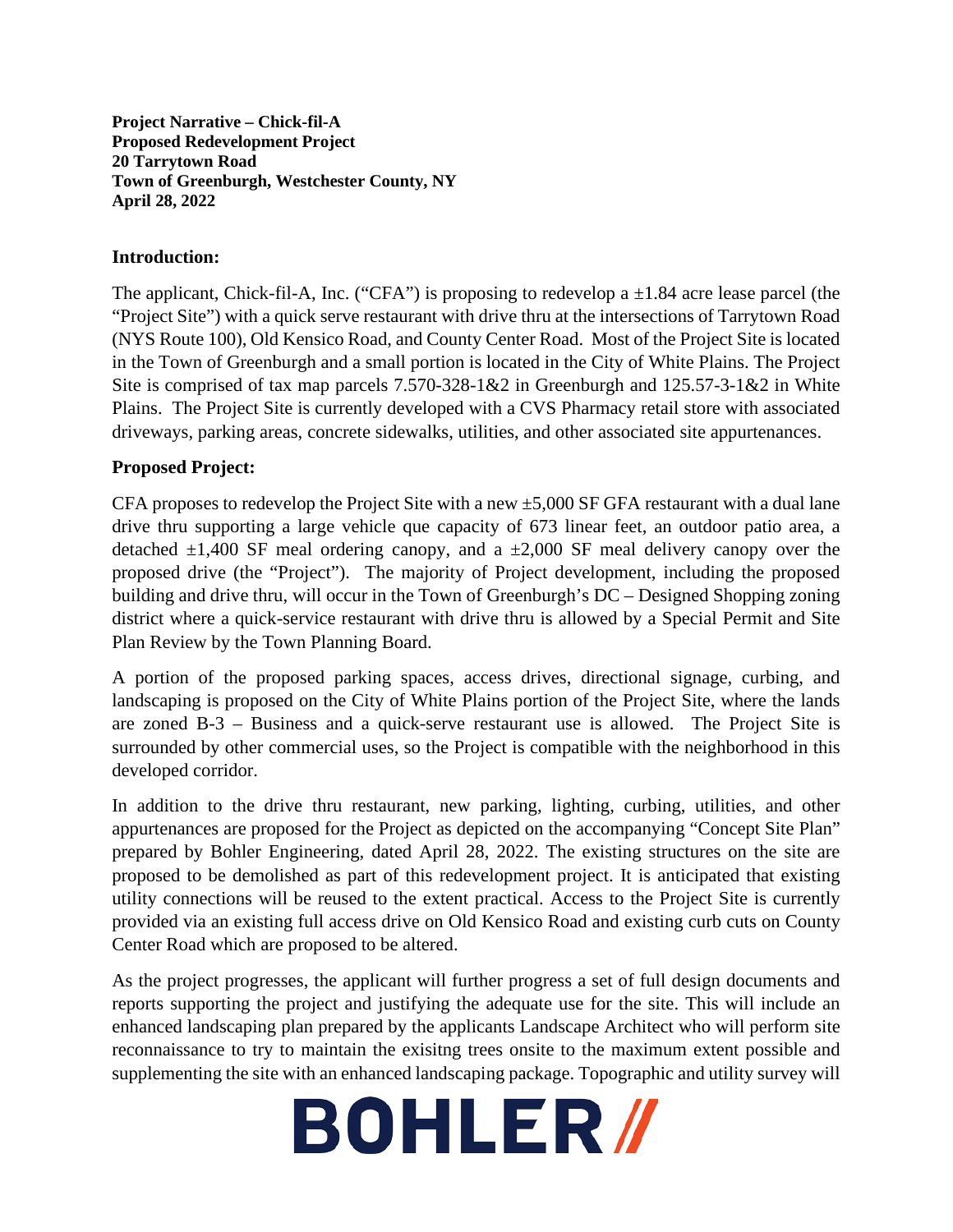**Project Narrative – Chick-fil-A**
**Proposed Redevelopment Project**
**20 Tarrytown Road**
**Town of Greenburgh, Westchester County, NY**
**April 28, 2022**

## Introduction:

The applicant, Chick-fil-A, Inc. ("CFA") is proposing to redevelop a ±1.84 acre lease parcel (the "Project Site") with a quick serve restaurant with drive thru at the intersections of Tarrytown Road (NYS Route 100), Old Kensico Road, and County Center Road. Most of the Project Site is located in the Town of Greenburgh and a small portion is located in the City of White Plains. The Project Site is comprised of tax map parcels 7.570-328-1&2 in Greenburgh and 125.57-3-1&2 in White Plains. The Project Site is currently developed with a CVS Pharmacy retail store with associated driveways, parking areas, concrete sidewalks, utilities, and other associated site appurtenances.

## Proposed Project:

CFA proposes to redevelop the Project Site with a new ±5,000 SF GFA restaurant with a dual lane drive thru supporting a large vehicle que capacity of 673 linear feet, an outdoor patio area, a detached ±1,400 SF meal ordering canopy, and a ±2,000 SF meal delivery canopy over the proposed drive (the "Project"). The majority of Project development, including the proposed building and drive thru, will occur in the Town of Greenburgh's DC – Designed Shopping zoning district where a quick-service restaurant with drive thru is allowed by a Special Permit and Site Plan Review by the Town Planning Board.

A portion of the proposed parking spaces, access drives, directional signage, curbing, and landscaping is proposed on the City of White Plains portion of the Project Site, where the lands are zoned B-3 – Business and a quick-serve restaurant use is allowed. The Project Site is surrounded by other commercial uses, so the Project is compatible with the neighborhood in this developed corridor.

In addition to the drive thru restaurant, new parking, lighting, curbing, utilities, and other appurtenances are proposed for the Project as depicted on the accompanying "Concept Site Plan" prepared by Bohler Engineering, dated April 28, 2022. The existing structures on the site are proposed to be demolished as part of this redevelopment project. It is anticipated that existing utility connections will be reused to the extent practical. Access to the Project Site is currently provided via an existing full access drive on Old Kensico Road and existing curb cuts on County Center Road which are proposed to be altered.

As the project progresses, the applicant will further progress a set of full design documents and reports supporting the project and justifying the adequate use for the site. This will include an enhanced landscaping plan prepared by the applicants Landscape Architect who will perform site reconnaissance to try to maintain the exisitng trees onsite to the maximum extent possible and supplementing the site with an enhanced landscaping package. Topographic and utility survey will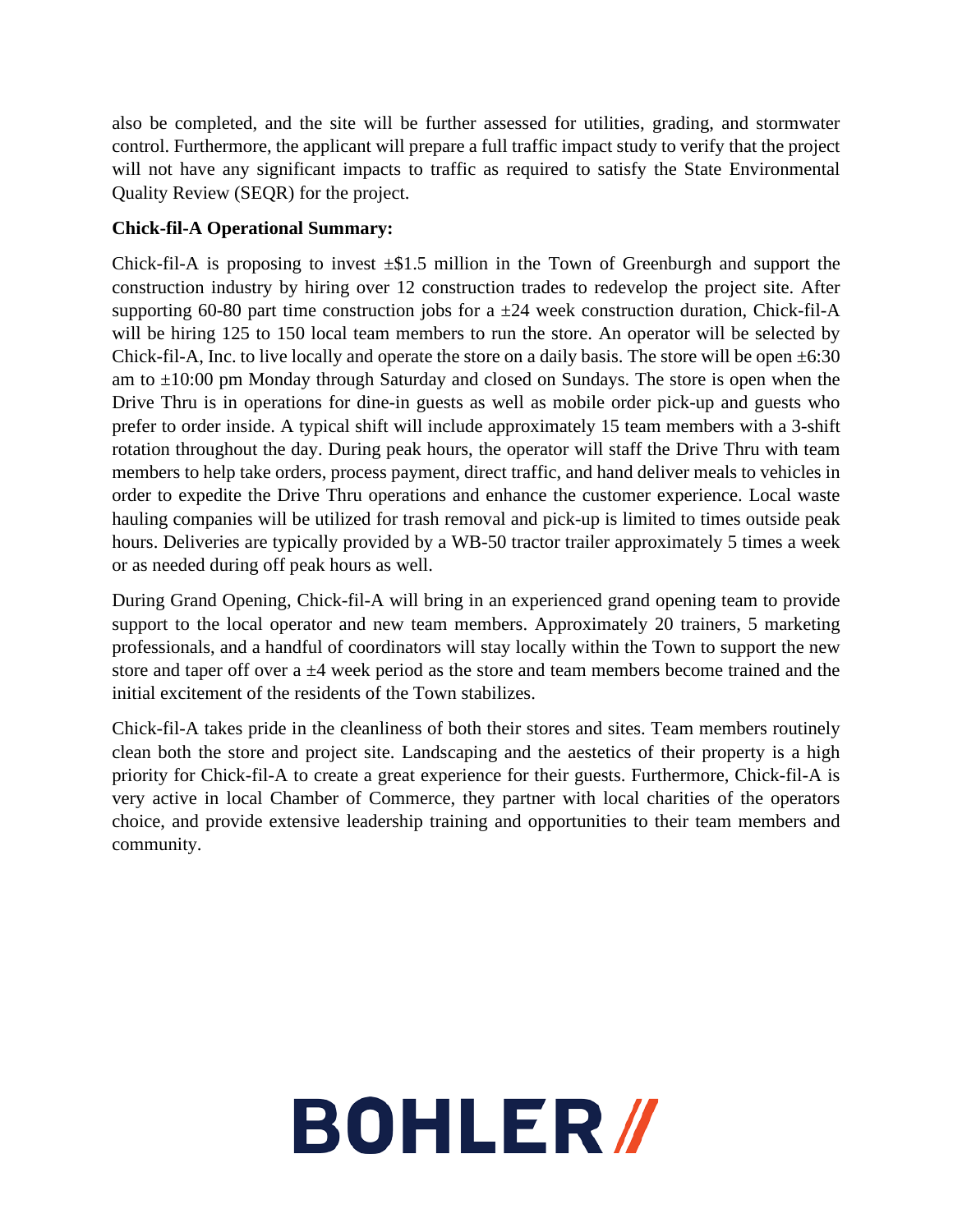also be completed, and the site will be further assessed for utilities, grading, and stormwater control. Furthermore, the applicant will prepare a full traffic impact study to verify that the project will not have any significant impacts to traffic as required to satisfy the State Environmental Quality Review (SEQR) for the project.

**Chick-fil-A Operational Summary:**

Chick-fil-A is proposing to invest ±$1.5 million in the Town of Greenburgh and support the construction industry by hiring over 12 construction trades to redevelop the project site. After supporting 60-80 part time construction jobs for a ±24 week construction duration, Chick-fil-A will be hiring 125 to 150 local team members to run the store. An operator will be selected by Chick-fil-A, Inc. to live locally and operate the store on a daily basis. The store will be open ±6:30 am to ±10:00 pm Monday through Saturday and closed on Sundays. The store is open when the Drive Thru is in operations for dine-in guests as well as mobile order pick-up and guests who prefer to order inside. A typical shift will include approximately 15 team members with a 3-shift rotation throughout the day. During peak hours, the operator will staff the Drive Thru with team members to help take orders, process payment, direct traffic, and hand deliver meals to vehicles in order to expedite the Drive Thru operations and enhance the customer experience. Local waste hauling companies will be utilized for trash removal and pick-up is limited to times outside peak hours. Deliveries are typically provided by a WB-50 tractor trailer approximately 5 times a week or as needed during off peak hours as well.

During Grand Opening, Chick-fil-A will bring in an experienced grand opening team to provide support to the local operator and new team members. Approximately 20 trainers, 5 marketing professionals, and a handful of coordinators will stay locally within the Town to support the new store and taper off over a ±4 week period as the store and team members become trained and the initial excitement of the residents of the Town stabilizes.

Chick-fil-A takes pride in the cleanliness of both their stores and sites. Team members routinely clean both the store and project site. Landscaping and the aestetics of their property is a high priority for Chick-fil-A to create a great experience for their guests. Furthermore, Chick-fil-A is very active in local Chamber of Commerce, they partner with local charities of the operators choice, and provide extensive leadership training and opportunities to their team members and community.